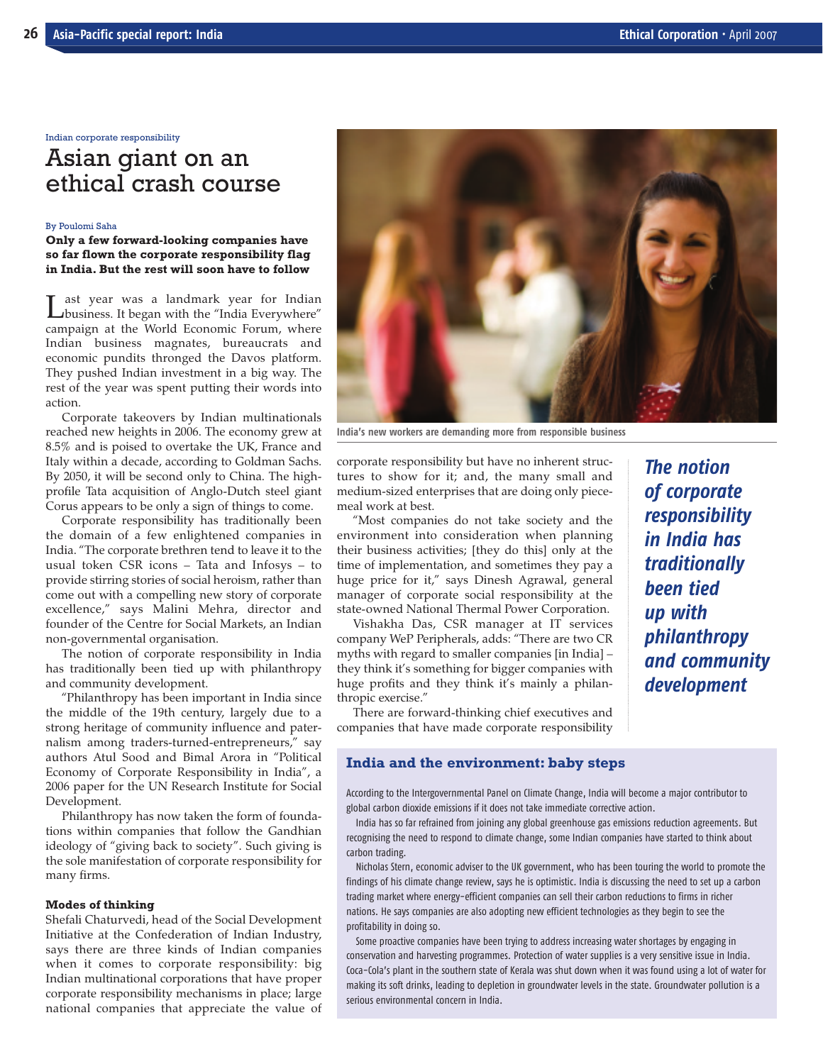Indian corporate responsibility

# Asian giant on an ethical crash course

By Poulomi Saha

**Only a few forward-looking companies have so far flown the corporate responsibility flag in India. But the rest will soon have to follow**

Last year was a landmark year for Indian business. It began with the "India Everywhere" campaign at the World Economic Forum, where Indian business magnates, bureaucrats and economic pundits thronged the Davos platform. They pushed Indian investment in a big way. The rest of the year was spent putting their words into action.

Corporate takeovers by Indian multinationals reached new heights in 2006. The economy grew at 8.5% and is poised to overtake the UK, France and Italy within a decade, according to Goldman Sachs. By 2050, it will be second only to China. The high-profile Tata acquisition of Anglo-Dutch steel giant Corus appears to be only a sign of things to come.

Corporate responsibility has traditionally been the domain of a few enlightened companies in India. "The corporate brethren tend to leave it to the usual token CSR icons – Tata and Infosys – to provide stirring stories of social heroism, rather than come out with a compelling new story of corporate excellence," says Malini Mehra, director and founder of the Centre for Social Markets, an Indian non-governmental organisation.

The notion of corporate responsibility in India has traditionally been tied up with philanthropy and community development.

"Philanthropy has been important in India since the middle of the 19th century, largely due to a strong heritage of community influence and paternalism among traders-turned-entrepreneurs," say authors Atul Sood and Bimal Arora in "Political Economy of Corporate Responsibility in India", a 2006 paper for the UN Research Institute for Social Development.

Philanthropy has now taken the form of foundations within companies that follow the Gandhian ideology of "giving back to society". Such giving is the sole manifestation of corporate responsibility for many firms.

### Modes of thinking

Shefali Chaturvedi, head of the Social Development Initiative at the Confederation of Indian Industry, says there are three kinds of Indian companies when it comes to corporate responsibility: big Indian multinational corporations that have proper corporate responsibility mechanisms in place; large national companies that appreciate the value of corporate responsibility but have no inherent structures to show for it; and, the many small and medium-sized enterprises that are doing only piecemeal work at best.

India's new workers are demanding more from responsible business

"Most companies do not take society and the environment into consideration when planning their business activities; [they do this] only at the time of implementation, and sometimes they pay a huge price for it," says Dinesh Agrawal, general manager of corporate social responsibility at the state-owned National Thermal Power Corporation.

Vishakha Das, CSR manager at IT services company WeP Peripherals, adds: "There are two CR myths with regard to smaller companies [in India] – they think it's something for bigger companies with huge profits and they think it's mainly a philanthropic exercise."

There are forward-thinking chief executives and companies that have made corporate responsibility

> ***The notion of corporate responsibility in India has traditionally been tied up with philanthropy and community development***

### India and the environment: baby steps

According to the Intergovernmental Panel on Climate Change, India will become a major contributor to global carbon dioxide emissions if it does not take immediate corrective action.

India has so far refrained from joining any global greenhouse gas emissions reduction agreements. But recognising the need to respond to climate change, some Indian companies have started to think about carbon trading.

Nicholas Stern, economic adviser to the UK government, who has been touring the world to promote the findings of his climate change review, says he is optimistic. India is discussing the need to set up a carbon trading market where energy-efficient companies can sell their carbon reductions to firms in richer nations. He says companies are also adopting new efficient technologies as they begin to see the profitability in doing so.

Some proactive companies have been trying to address increasing water shortages by engaging in conservation and harvesting programmes. Protection of water supplies is a very sensitive issue in India. Coca-Cola's plant in the southern state of Kerala was shut down when it was found using a lot of water for making its soft drinks, leading to depletion in groundwater levels in the state. Groundwater pollution is a serious environmental concern in India.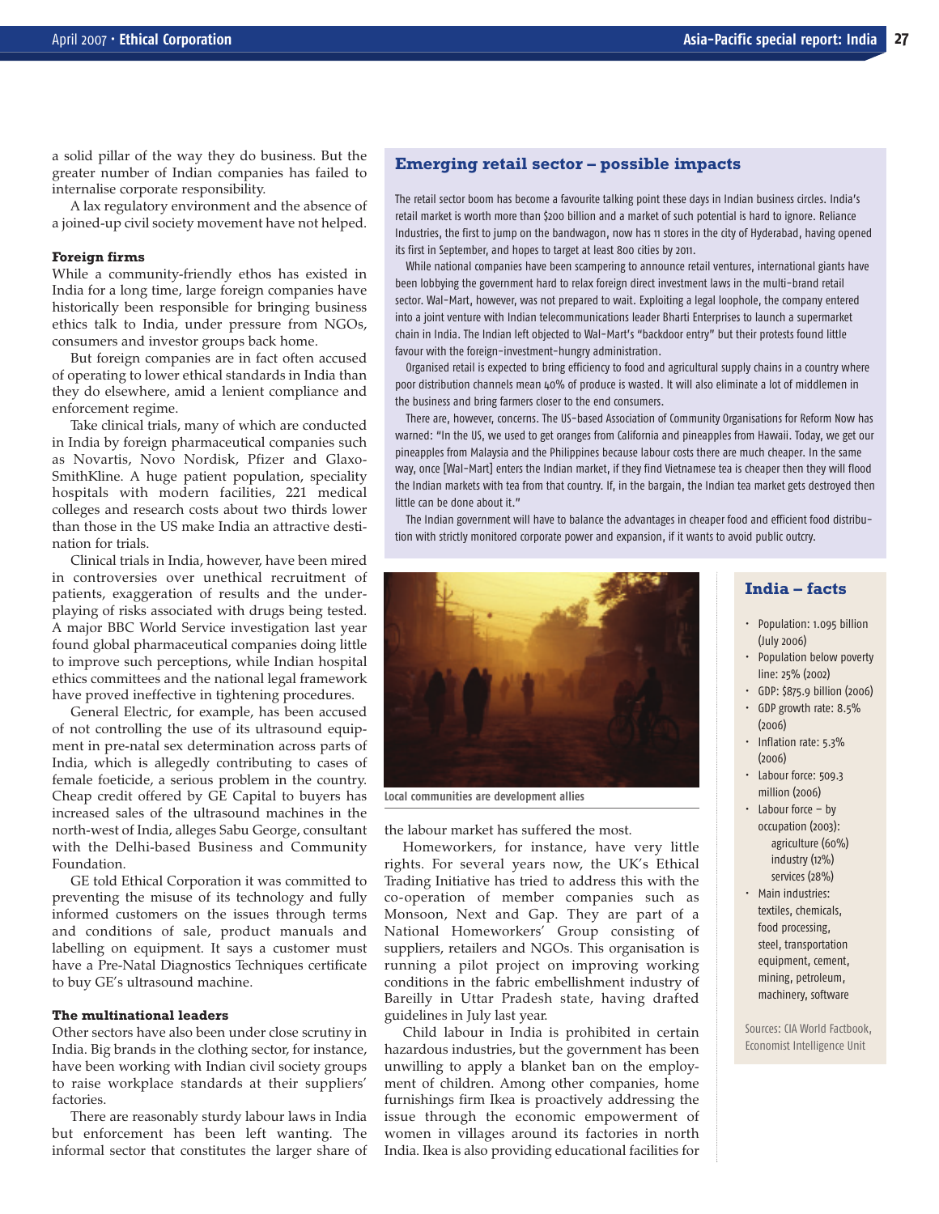a solid pillar of the way they do business. But the greater number of Indian companies has failed to internalise corporate responsibility.

A lax regulatory environment and the absence of a joined-up civil society movement have not helped.

**Foreign firms**

While a community-friendly ethos has existed in India for a long time, large foreign companies have historically been responsible for bringing business ethics talk to India, under pressure from NGOs, consumers and investor groups back home.

But foreign companies are in fact often accused of operating to lower ethical standards in India than they do elsewhere, amid a lenient compliance and enforcement regime.

Take clinical trials, many of which are conducted in India by foreign pharmaceutical companies such as Novartis, Novo Nordisk, Pfizer and GlaxoSmithKline. A huge patient population, speciality hospitals with modern facilities, 221 medical colleges and research costs about two thirds lower than those in the US make India an attractive destination for trials.

Clinical trials in India, however, have been mired in controversies over unethical recruitment of patients, exaggeration of results and the underplaying of risks associated with drugs being tested. A major BBC World Service investigation last year found global pharmaceutical companies doing little to improve such perceptions, while Indian hospital ethics committees and the national legal framework have proved ineffective in tightening procedures.

General Electric, for example, has been accused of not controlling the use of its ultrasound equipment in pre-natal sex determination across parts of India, which is allegedly contributing to cases of female foeticide, a serious problem in the country. Cheap credit offered by GE Capital to buyers has increased sales of the ultrasound machines in the north-west of India, alleges Sabu George, consultant with the Delhi-based Business and Community Foundation.

GE told Ethical Corporation it was committed to preventing the misuse of its technology and fully informed customers on the issues through terms and conditions of sale, product manuals and labelling on equipment. It says a customer must have a Pre-Natal Diagnostics Techniques certificate to buy GE's ultrasound machine.

**The multinational leaders**

Other sectors have also been under close scrutiny in India. Big brands in the clothing sector, for instance, have been working with Indian civil society groups to raise workplace standards at their suppliers' factories.

There are reasonably sturdy labour laws in India but enforcement has been left wanting. The informal sector that constitutes the larger share of the labour market has suffered the most.

Homeworkers, for instance, have very little rights. For several years now, the UK's Ethical Trading Initiative has tried to address this with the co-operation of member companies such as Monsoon, Next and Gap. They are part of a National Homeworkers' Group consisting of suppliers, retailers and NGOs. This organisation is running a pilot project on improving working conditions in the fabric embellishment industry of Bareilly in Uttar Pradesh state, having drafted guidelines in July last year.

Child labour in India is prohibited in certain hazardous industries, but the government has been unwilling to apply a blanket ban on the employment of children. Among other companies, home furnishings firm Ikea is proactively addressing the issue through the economic empowerment of women in villages around its factories in north India. Ikea is also providing educational facilities for

## Emerging retail sector – possible impacts

The retail sector boom has become a favourite talking point these days in Indian business circles. India's retail market is worth more than $200 billion and a market of such potential is hard to ignore. Reliance Industries, the first to jump on the bandwagon, now has 11 stores in the city of Hyderabad, having opened its first in September, and hopes to target at least 800 cities by 2011.

While national companies have been scampering to announce retail ventures, international giants have been lobbying the government hard to relax foreign direct investment laws in the multi-brand retail sector. Wal-Mart, however, was not prepared to wait. Exploiting a legal loophole, the company entered into a joint venture with Indian telecommunications leader Bharti Enterprises to launch a supermarket chain in India. The Indian left objected to Wal-Mart's "backdoor entry" but their protests found little favour with the foreign-investment-hungry administration.

Organised retail is expected to bring efficiency to food and agricultural supply chains in a country where poor distribution channels mean 40% of produce is wasted. It will also eliminate a lot of middlemen in the business and bring farmers closer to the end consumers.

There are, however, concerns. The US-based Association of Community Organisations for Reform Now has warned: "In the US, we used to get oranges from California and pineapples from Hawaii. Today, we get our pineapples from Malaysia and the Philippines because labour costs there are much cheaper. In the same way, once [Wal-Mart] enters the Indian market, if they find Vietnamese tea is cheaper then they will flood the Indian markets with tea from that country. If, in the bargain, the Indian tea market gets destroyed then little can be done about it."

The Indian government will have to balance the advantages in cheaper food and efficient food distribution with strictly monitored corporate power and expansion, if it wants to avoid public outcry.

Local communities are development allies

## India – facts

- Population: 1.095 billion (July 2006)
- Population below poverty line: 25% (2002)
- GDP: $875.9 billion (2006)
- GDP growth rate: 8.5% (2006)
- Inflation rate: 5.3% (2006)
- Labour force: 509.3 million (2006)
- Labour force – by occupation (2003):
  - agriculture (60%)
  - industry (12%)
  - services (28%)
- Main industries: textiles, chemicals, food processing, steel, transportation equipment, cement, mining, petroleum, machinery, software

Sources: CIA World Factbook, Economist Intelligence Unit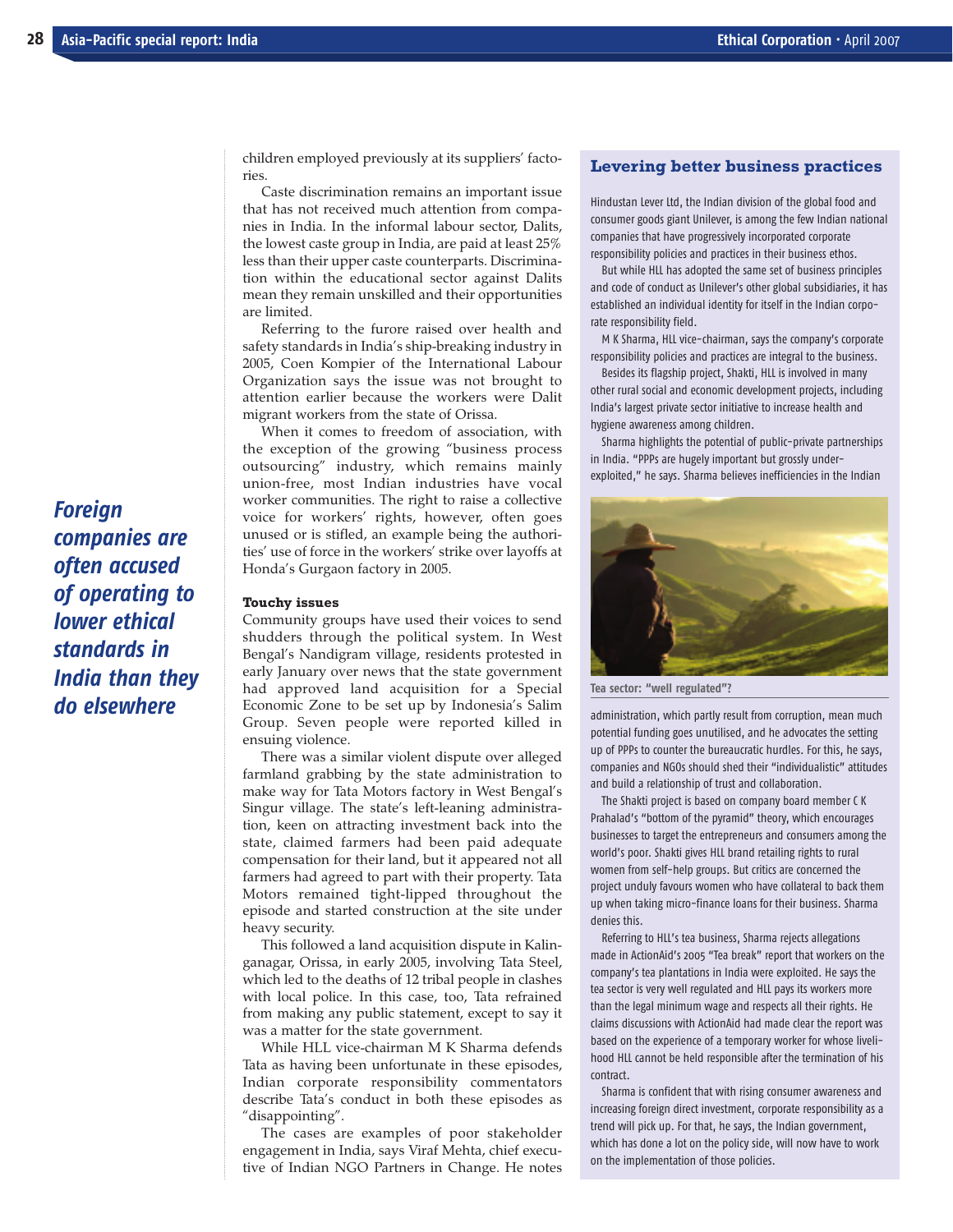children employed previously at its suppliers' factories.

Caste discrimination remains an important issue that has not received much attention from companies in India. In the informal labour sector, Dalits, the lowest caste group in India, are paid at least 25% less than their upper caste counterparts. Discrimination within the educational sector against Dalits mean they remain unskilled and their opportunities are limited.

Referring to the furore raised over health and safety standards in India's ship-breaking industry in 2005, Coen Kompier of the International Labour Organization says the issue was not brought to attention earlier because the workers were Dalit migrant workers from the state of Orissa.

When it comes to freedom of association, with the exception of the growing "business process outsourcing" industry, which remains mainly union-free, most Indian industries have vocal worker communities. The right to raise a collective voice for workers' rights, however, often goes unused or is stifled, an example being the authorities' use of force in the workers' strike over layoffs at Honda's Gurgaon factory in 2005.

*Foreign companies are often accused of operating to lower ethical standards in India than they do elsewhere*

### Touchy issues

Community groups have used their voices to send shudders through the political system. In West Bengal's Nandigram village, residents protested in early January over news that the state government had approved land acquisition for a Special Economic Zone to be set up by Indonesia's Salim Group. Seven people were reported killed in ensuing violence.

There was a similar violent dispute over alleged farmland grabbing by the state administration to make way for Tata Motors factory in West Bengal's Singur village. The state's left-leaning administration, keen on attracting investment back into the state, claimed farmers had been paid adequate compensation for their land, but it appeared not all farmers had agreed to part with their property. Tata Motors remained tight-lipped throughout the episode and started construction at the site under heavy security.

This followed a land acquisition dispute in Kalinganagar, Orissa, in early 2005, involving Tata Steel, which led to the deaths of 12 tribal people in clashes with local police. In this case, too, Tata refrained from making any public statement, except to say it was a matter for the state government.

While HLL vice-chairman M K Sharma defends Tata as having been unfortunate in these episodes, Indian corporate responsibility commentators describe Tata's conduct in both these episodes as "disappointing".

The cases are examples of poor stakeholder engagement in India, says Viraf Mehta, chief executive of Indian NGO Partners in Change. He notes

## Levering better business practices

Hindustan Lever Ltd, the Indian division of the global food and consumer goods giant Unilever, is among the few Indian national companies that have progressively incorporated corporate responsibility policies and practices in their business ethos.

But while HLL has adopted the same set of business principles and code of conduct as Unilever's other global subsidiaries, it has established an individual identity for itself in the Indian corporate responsibility field.

M K Sharma, HLL vice-chairman, says the company's corporate responsibility policies and practices are integral to the business.

Besides its flagship project, Shakti, HLL is involved in many other rural social and economic development projects, including India's largest private sector initiative to increase health and hygiene awareness among children.

Sharma highlights the potential of public-private partnerships in India. "PPPs are hugely important but grossly under-exploited," he says. Sharma believes inefficiencies in the Indian administration, which partly result from corruption, mean much potential funding goes unutilised, and he advocates the setting up of PPPs to counter the bureaucratic hurdles. For this, he says, companies and NGOs should shed their "individualistic" attitudes and build a relationship of trust and collaboration.

**Tea sector: "well regulated"?**

The Shakti project is based on company board member C K Prahalad's "bottom of the pyramid" theory, which encourages businesses to target the entrepreneurs and consumers among the world's poor. Shakti gives HLL brand retailing rights to rural women from self-help groups. But critics are concerned the project unduly favours women who have collateral to back them up when taking micro-finance loans for their business. Sharma denies this.

Referring to HLL's tea business, Sharma rejects allegations made in ActionAid's 2005 "Tea break" report that workers on the company's tea plantations in India were exploited. He says the tea sector is very well regulated and HLL pays its workers more than the legal minimum wage and respects all their rights. He claims discussions with ActionAid had made clear the report was based on the experience of a temporary worker for whose livelihood HLL cannot be held responsible after the termination of his contract.

Sharma is confident that with rising consumer awareness and increasing foreign direct investment, corporate responsibility as a trend will pick up. For that, he says, the Indian government, which has done a lot on the policy side, will now have to work on the implementation of those policies.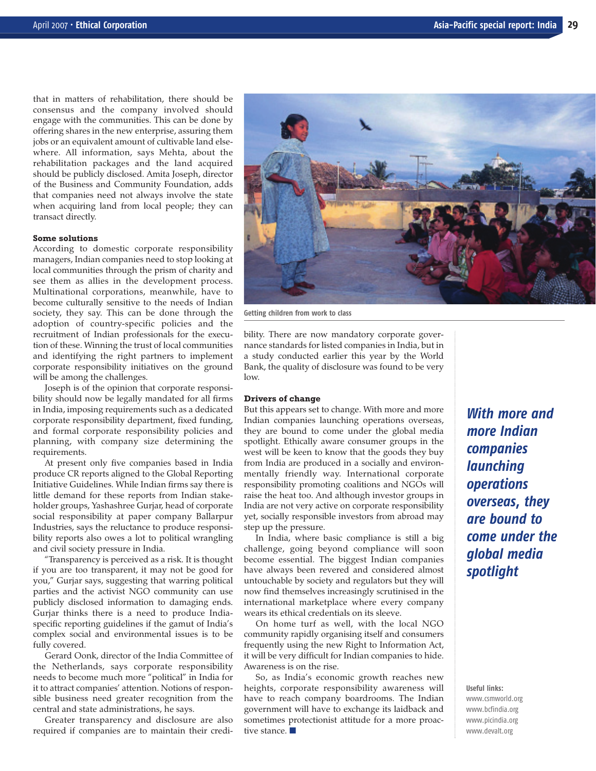that in matters of rehabilitation, there should be consensus and the company involved should engage with the communities. This can be done by offering shares in the new enterprise, assuring them jobs or an equivalent amount of cultivable land elsewhere. All information, says Mehta, about the rehabilitation packages and the land acquired should be publicly disclosed. Amita Joseph, director of the Business and Community Foundation, adds that companies need not always involve the state when acquiring land from local people; they can transact directly.

**Some solutions**

According to domestic corporate responsibility managers, Indian companies need to stop looking at local communities through the prism of charity and see them as allies in the development process. Multinational corporations, meanwhile, have to become culturally sensitive to the needs of Indian society, they say. This can be done through the adoption of country-specific policies and the recruitment of Indian professionals for the execution of these. Winning the trust of local communities and identifying the right partners to implement corporate responsibility initiatives on the ground will be among the challenges.

Joseph is of the opinion that corporate responsibility should now be legally mandated for all firms in India, imposing requirements such as a dedicated corporate responsibility department, fixed funding, and formal corporate responsibility policies and planning, with company size determining the requirements.

At present only five companies based in India produce CR reports aligned to the Global Reporting Initiative Guidelines. While Indian firms say there is little demand for these reports from Indian stakeholder groups, Yashashree Gurjar, head of corporate social responsibility at paper company Ballarpur Industries, says the reluctance to produce responsibility reports also owes a lot to political wrangling and civil society pressure in India.

"Transparency is perceived as a risk. It is thought if you are too transparent, it may not be good for you," Gurjar says, suggesting that warring political parties and the activist NGO community can use publicly disclosed information to damaging ends. Gurjar thinks there is a need to produce India-specific reporting guidelines if the gamut of India's complex social and environmental issues is to be fully covered.

Gerard Oonk, director of the India Committee of the Netherlands, says corporate responsibility needs to become much more "political" in India for it to attract companies' attention. Notions of responsible business need greater recognition from the central and state administrations, he says.

Greater transparency and disclosure are also required if companies are to maintain their credibility. There are now mandatory corporate governance standards for listed companies in India, but in a study conducted earlier this year by the World Bank, the quality of disclosure was found to be very low.

Getting children from work to class

**Drivers of change**

But this appears set to change. With more and more Indian companies launching operations overseas, they are bound to come under the global media spotlight. Ethically aware consumer groups in the west will be keen to know that the goods they buy from India are produced in a socially and environmentally friendly way. International corporate responsibility promoting coalitions and NGOs will raise the heat too. And although investor groups in India are not very active on corporate responsibility yet, socially responsible investors from abroad may step up the pressure.

In India, where basic compliance is still a big challenge, going beyond compliance will soon become essential. The biggest Indian companies have always been revered and considered almost untouchable by society and regulators but they will now find themselves increasingly scrutinised in the international marketplace where every company wears its ethical credentials on its sleeve.

On home turf as well, with the local NGO community rapidly organising itself and consumers frequently using the new Right to Information Act, it will be very difficult for Indian companies to hide. Awareness is on the rise.

So, as India's economic growth reaches new heights, corporate responsibility awareness will have to reach company boardrooms. The Indian government will have to exchange its laidback and sometimes protectionist attitude for a more proactive stance. ■

***With more and more Indian companies launching operations overseas, they are bound to come under the global media spotlight***

**Useful links:**
www.csmworld.org
www.bcfindia.org
www.picindia.org
www.devalt.org